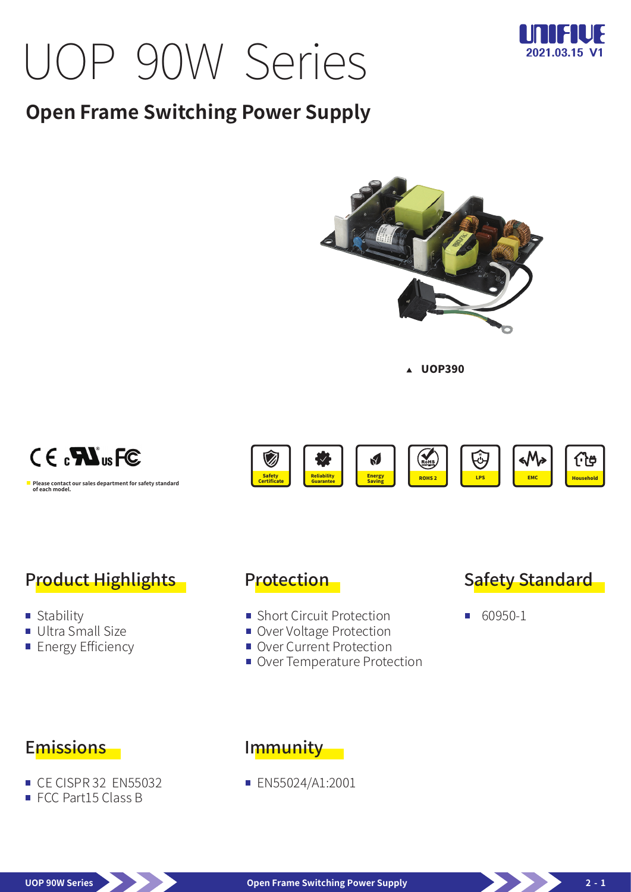# UOP 90W Series

UNIFIVE 2021.03.15 V1

## Open Frame Switching Power Supply

▲ UOP390

Please contact our sales department for safety standard of each model.

Safety Certificate | Reliability Guarantee | Energy Saving | ROHS 2 | LPS | EMC | Household

## Product Highlights

- Stability
- Ultra Small Size
- Energy Efficiency

## Protection

- Short Circuit Protection
- Over Voltage Protection
- Over Current Protection
- Over Temperature Protection

## Safety Standard

- 60950-1

## Emissions

- CE CISPR 32 EN55032
- FCC Part15 Class B

## Immunity

- EN55024/A1:2001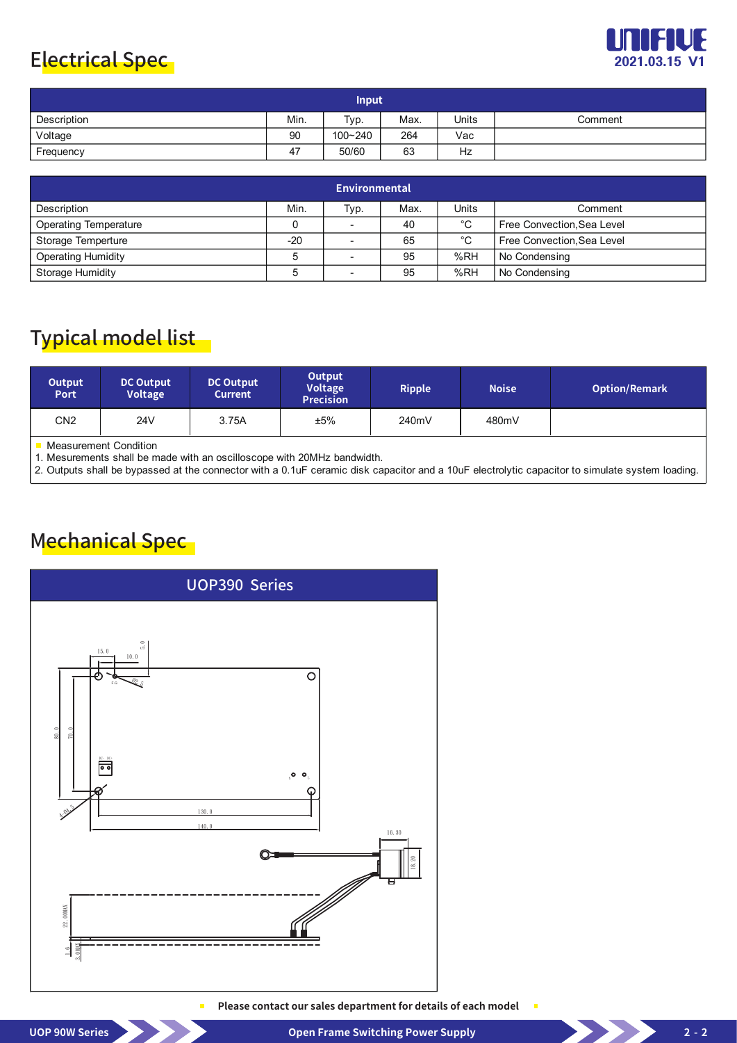## Electrical Spec

| Input | | | | | |
|---|---|---|---|---|---|
| Description | Min. | Typ. | Max. | Units | Comment |
| Voltage | 90 | 100~240 | 264 | Vac | |
| Frequency | 47 | 50/60 | 63 | Hz | |

| Environmental | | | | | |
|---|---|---|---|---|---|
| Description | Min. | Typ. | Max. | Units | Comment |
| Operating Temperature | 0 | - | 40 | °C | Free Convection,Sea Level |
| Storage Temperture | -20 | - | 65 | °C | Free Convection,Sea Level |
| Operating Humidity | 5 | - | 95 | %RH | No Condensing |
| Storage Humidity | 5 | - | 95 | %RH | No Condensing |

## Typical model list

| Output Port | DC Output Voltage | DC Output Current | Output Voltage Precision | Ripple | Noise | Option/Remark |
|---|---|---|---|---|---|---|
| CN2 | 24V | 3.75A | ±5% | 240mV | 480mV | |

- Measurement Condition
1. Mesurements shall be made with an oscilloscope with 20MHz bandwidth.
2. Outputs shall be bypassed at the connector with a 0.1uF ceramic disk capacitor and a 10uF electrolytic capacitor to simulate system loading.

## Mechanical Spec

UOP390 Series

15.0
10.0
5.0
F.G
80.0
70.0
4-Φ4.5
130.0
140.0
16.30
18.20
22.00MAX
1.6
3.0MAX

Please contact our sales department for details of each model